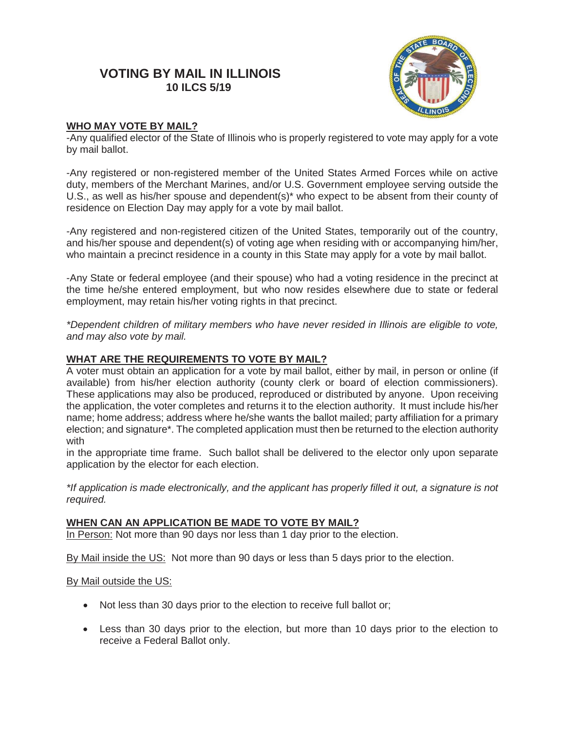# VOTING BY MAIL IN ILLINOIS

**10 ILCS 5/19**

## WHO MAY VOTE BY MAIL?

-Any qualified elector of the State of Illinois who is properly registered to vote may apply for a vote by mail ballot.

-Any registered or non-registered member of the United States Armed Forces while on active duty, members of the Merchant Marines, and/or U.S. Government employee serving outside the U.S., as well as his/her spouse and dependent(s)* who expect to be absent from their county of residence on Election Day may apply for a vote by mail ballot.

-Any registered and non-registered citizen of the United States, temporarily out of the country, and his/her spouse and dependent(s) of voting age when residing with or accompanying him/her, who maintain a precinct residence in a county in this State may apply for a vote by mail ballot.

-Any State or federal employee (and their spouse) who had a voting residence in the precinct at the time he/she entered employment, but who now resides elsewhere due to state or federal employment, may retain his/her voting rights in that precinct.

*\*Dependent children of military members who have never resided in Illinois are eligible to vote, and may also vote by mail.*

## WHAT ARE THE REQUIREMENTS TO VOTE BY MAIL?

A voter must obtain an application for a vote by mail ballot, either by mail, in person or online (if available) from his/her election authority (county clerk or board of election commissioners). These applications may also be produced, reproduced or distributed by anyone. Upon receiving the application, the voter completes and returns it to the election authority. It must include his/her name; home address; address where he/she wants the ballot mailed; party affiliation for a primary election; and signature*. The completed application must then be returned to the election authority with

in the appropriate time frame. Such ballot shall be delivered to the elector only upon separate application by the elector for each election.

*\*If application is made electronically, and the applicant has properly filled it out, a signature is not required.*

## WHEN CAN AN APPLICATION BE MADE TO VOTE BY MAIL?

<u>In Person:</u> Not more than 90 days nor less than 1 day prior to the election.

<u>By Mail inside the US:</u> Not more than 90 days or less than 5 days prior to the election.

<u>By Mail outside the US:</u>

- Not less than 30 days prior to the election to receive full ballot or;
- Less than 30 days prior to the election, but more than 10 days prior to the election to receive a Federal Ballot only.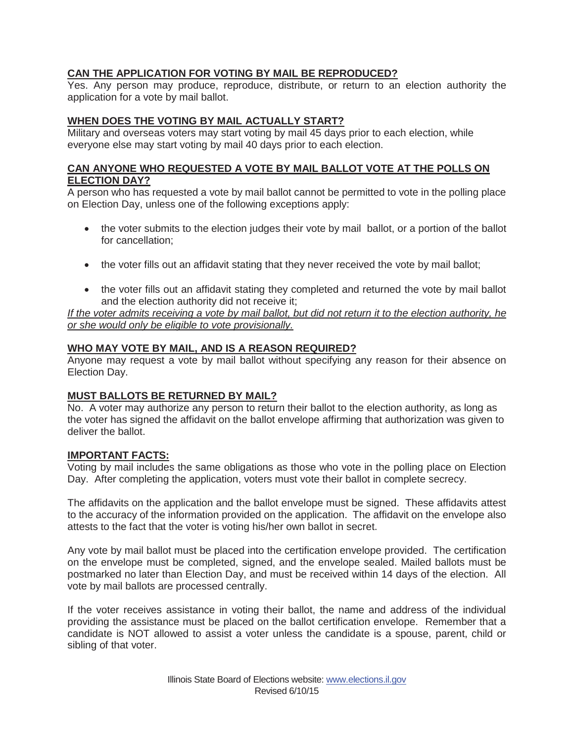**CAN THE APPLICATION FOR VOTING BY MAIL BE REPRODUCED?**

Yes. Any person may produce, reproduce, distribute, or return to an election authority the application for a vote by mail ballot.

**WHEN DOES THE VOTING BY MAIL ACTUALLY START?**

Military and overseas voters may start voting by mail 45 days prior to each election, while everyone else may start voting by mail 40 days prior to each election.

**CAN ANYONE WHO REQUESTED A VOTE BY MAIL BALLOT VOTE AT THE POLLS ON ELECTION DAY?**

A person who has requested a vote by mail ballot cannot be permitted to vote in the polling place on Election Day, unless one of the following exceptions apply:

- the voter submits to the election judges their vote by mail ballot, or a portion of the ballot for cancellation;
- the voter fills out an affidavit stating that they never received the vote by mail ballot;
- the voter fills out an affidavit stating they completed and returned the vote by mail ballot and the election authority did not receive it;

*If the voter admits receiving a vote by mail ballot, but did not return it to the election authority, he or she would only be eligible to vote provisionally.*

**WHO MAY VOTE BY MAIL, AND IS A REASON REQUIRED?**

Anyone may request a vote by mail ballot without specifying any reason for their absence on Election Day.

**MUST BALLOTS BE RETURNED BY MAIL?**

No. A voter may authorize any person to return their ballot to the election authority, as long as the voter has signed the affidavit on the ballot envelope affirming that authorization was given to deliver the ballot.

**IMPORTANT FACTS:**

Voting by mail includes the same obligations as those who vote in the polling place on Election Day. After completing the application, voters must vote their ballot in complete secrecy.

The affidavits on the application and the ballot envelope must be signed. These affidavits attest to the accuracy of the information provided on the application. The affidavit on the envelope also attests to the fact that the voter is voting his/her own ballot in secret.

Any vote by mail ballot must be placed into the certification envelope provided. The certification on the envelope must be completed, signed, and the envelope sealed. Mailed ballots must be postmarked no later than Election Day, and must be received within 14 days of the election. All vote by mail ballots are processed centrally.

If the voter receives assistance in voting their ballot, the name and address of the individual providing the assistance must be placed on the ballot certification envelope. Remember that a candidate is NOT allowed to assist a voter unless the candidate is a spouse, parent, child or sibling of that voter.

Illinois State Board of Elections website: www.elections.il.gov
Revised 6/10/15